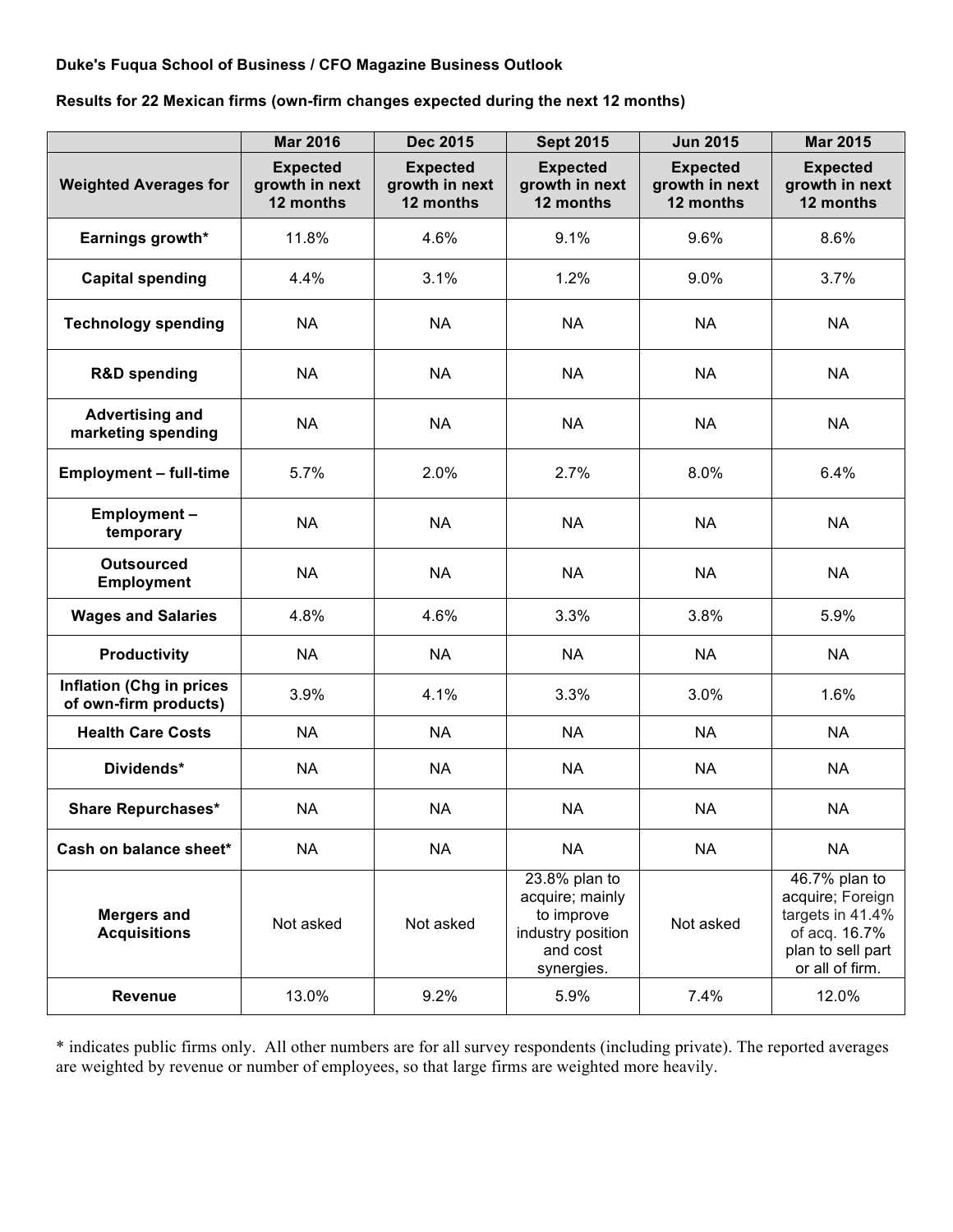**Duke's Fuqua School of Business / CFO Magazine Business Outlook**

**Results for 22 Mexican firms (own-firm changes expected during the next 12 months)**

| | Mar 2016 | Dec 2015 | Sept 2015 | Jun 2015 | Mar 2015 |
|---|---|---|---|---|---|
| **Weighted Averages for** | **Expected growth in next 12 months** | **Expected growth in next 12 months** | **Expected growth in next 12 months** | **Expected growth in next 12 months** | **Expected growth in next 12 months** |
| **Earnings growth*** | 11.8% | 4.6% | 9.1% | 9.6% | 8.6% |
| **Capital spending** | 4.4% | 3.1% | 1.2% | 9.0% | 3.7% |
| **Technology spending** | NA | NA | NA | NA | NA |
| **R&D spending** | NA | NA | NA | NA | NA |
| **Advertising and marketing spending** | NA | NA | NA | NA | NA |
| **Employment – full-time** | 5.7% | 2.0% | 2.7% | 8.0% | 6.4% |
| **Employment – temporary** | NA | NA | NA | NA | NA |
| **Outsourced Employment** | NA | NA | NA | NA | NA |
| **Wages and Salaries** | 4.8% | 4.6% | 3.3% | 3.8% | 5.9% |
| **Productivity** | NA | NA | NA | NA | NA |
| **Inflation (Chg in prices of own-firm products)** | 3.9% | 4.1% | 3.3% | 3.0% | 1.6% |
| **Health Care Costs** | NA | NA | NA | NA | NA |
| **Dividends*** | NA | NA | NA | NA | NA |
| **Share Repurchases*** | NA | NA | NA | NA | NA |
| **Cash on balance sheet*** | NA | NA | NA | NA | NA |
| **Mergers and Acquisitions** | Not asked | Not asked | 23.8% plan to acquire; mainly to improve industry position and cost synergies. | Not asked | 46.7% plan to acquire; Foreign targets in 41.4% of acq. 16.7% plan to sell part or all of firm. |
| **Revenue** | 13.0% | 9.2% | 5.9% | 7.4% | 12.0% |

* indicates public firms only. All other numbers are for all survey respondents (including private). The reported averages are weighted by revenue or number of employees, so that large firms are weighted more heavily.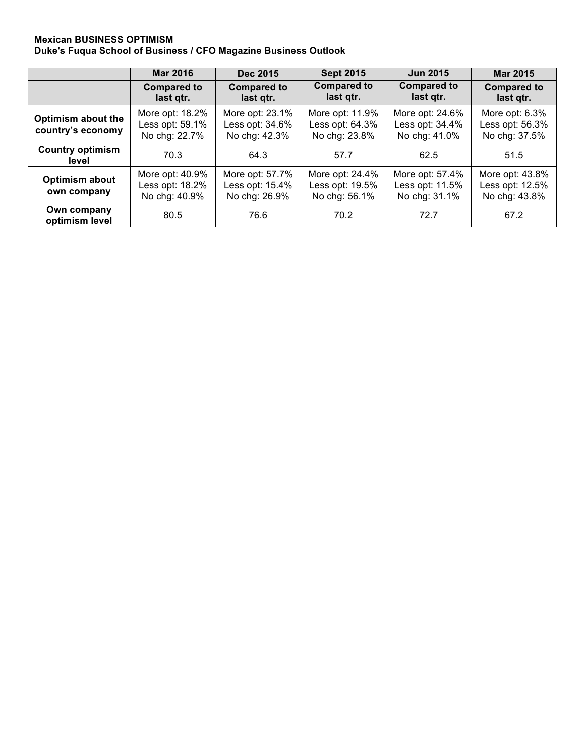**Mexican BUSINESS OPTIMISM**
**Duke's Fuqua School of Business / CFO Magazine Business Outlook**

| | Mar 2016 | Dec 2015 | Sept 2015 | Jun 2015 | Mar 2015 |
|---|---|---|---|---|---|
| | **Compared to last qtr.** | **Compared to last qtr.** | **Compared to last qtr.** | **Compared to last qtr.** | **Compared to last qtr.** |
| **Optimism about the country's economy** | More opt: 18.2%<br>Less opt: 59.1%<br>No chg: 22.7% | More opt: 23.1%<br>Less opt: 34.6%<br>No chg: 42.3% | More opt: 11.9%<br>Less opt: 64.3%<br>No chg: 23.8% | More opt: 24.6%<br>Less opt: 34.4%<br>No chg: 41.0% | More opt: 6.3%<br>Less opt: 56.3%<br>No chg: 37.5% |
| **Country optimism level** | 70.3 | 64.3 | 57.7 | 62.5 | 51.5 |
| **Optimism about own company** | More opt: 40.9%<br>Less opt: 18.2%<br>No chg: 40.9% | More opt: 57.7%<br>Less opt: 15.4%<br>No chg: 26.9% | More opt: 24.4%<br>Less opt: 19.5%<br>No chg: 56.1% | More opt: 57.4%<br>Less opt: 11.5%<br>No chg: 31.1% | More opt: 43.8%<br>Less opt: 12.5%<br>No chg: 43.8% |
| **Own company optimism level** | 80.5 | 76.6 | 70.2 | 72.7 | 67.2 |